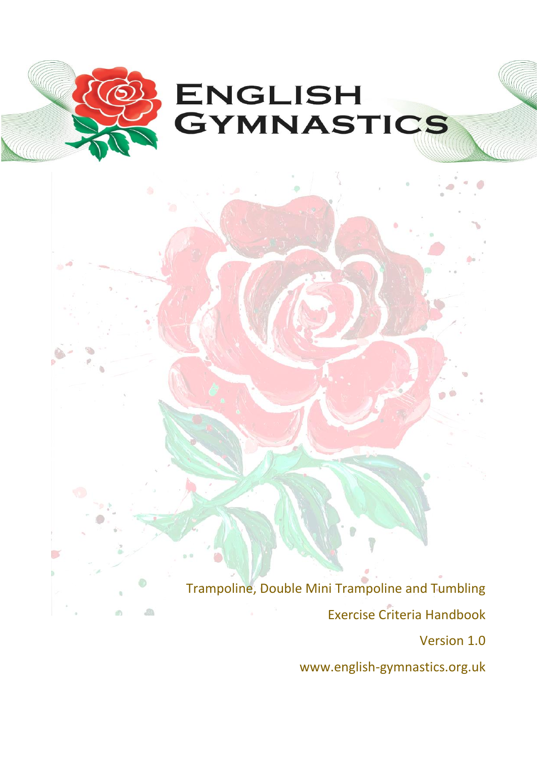# ENGLISH GYMNASTICS

Trampoline, Double Mini Trampoline and Tumbling

Exercise Criteria Handbook

Version 1.0

www.english-gymnastics.org.uk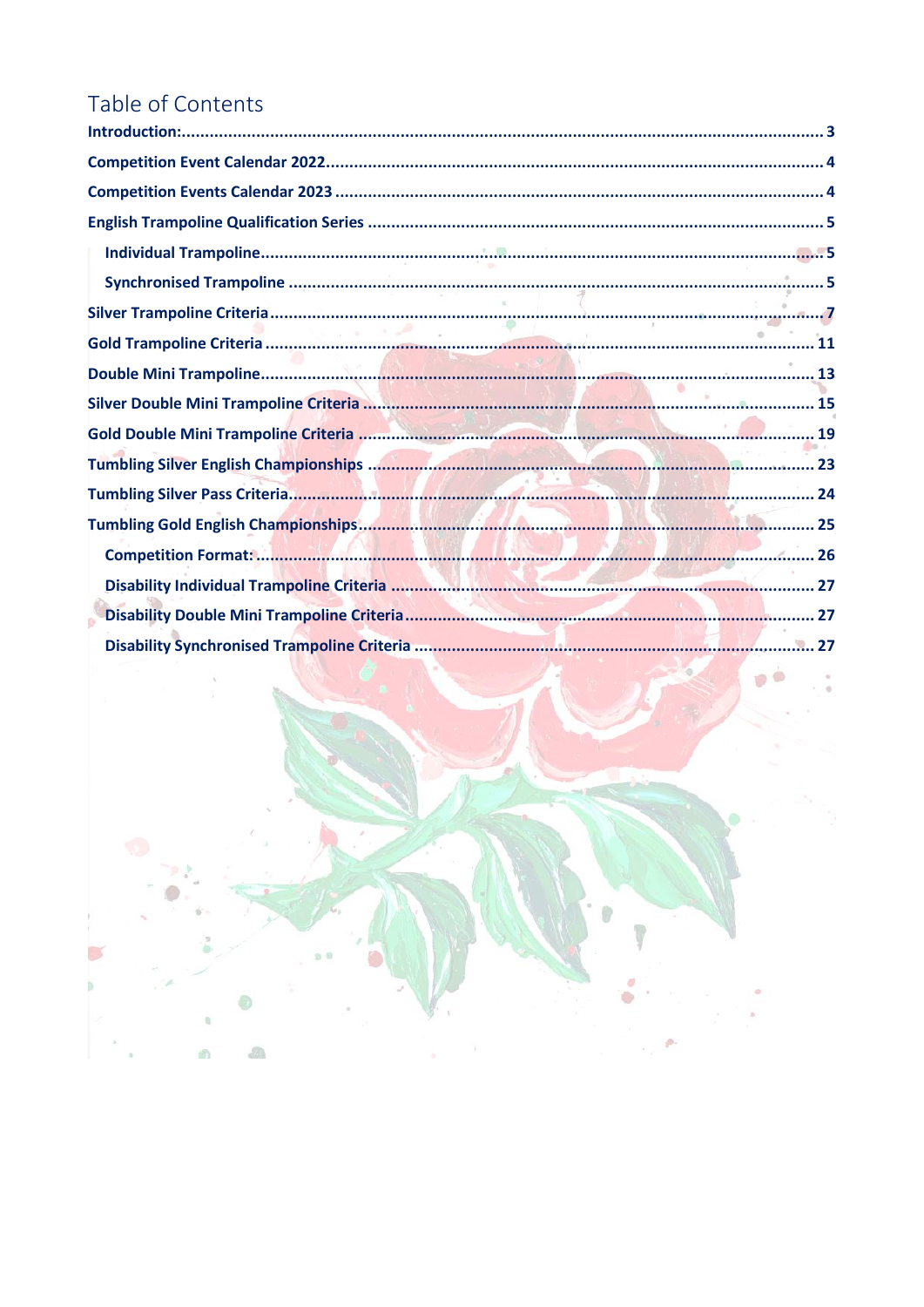# Table of Contents

- Introduction: 3
- Competition Event Calendar 2022 4
- Competition Events Calendar 2023 4
- English Trampoline Qualification Series 5
  - Individual Trampoline 5
  - Synchronised Trampoline 5
- Silver Trampoline Criteria 7
- Gold Trampoline Criteria 11
- Double Mini Trampoline 13
- Silver Double Mini Trampoline Criteria 15
- Gold Double Mini Trampoline Criteria 19
- Tumbling Silver English Championships 23
- Tumbling Silver Pass Criteria 24
- Tumbling Gold English Championships 25
  - Competition Format: 26
  - Disability Individual Trampoline Criteria 27
  - Disability Double Mini Trampoline Criteria 27
  - Disability Synchronised Trampoline Criteria 27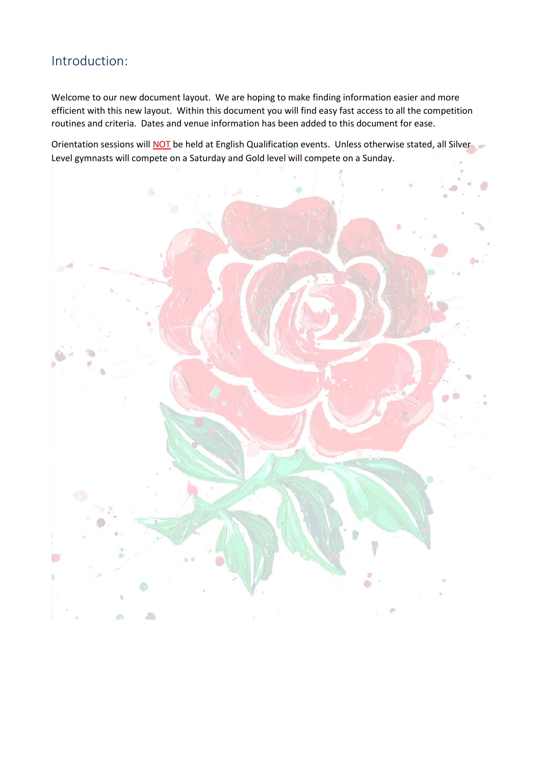## Introduction:

Welcome to our new document layout. We are hoping to make finding information easier and more efficient with this new layout. Within this document you will find easy fast access to all the competition routines and criteria. Dates and venue information has been added to this document for ease.

Orientation sessions will NOT be held at English Qualification events. Unless otherwise stated, all Silver Level gymnasts will compete on a Saturday and Gold level will compete on a Sunday.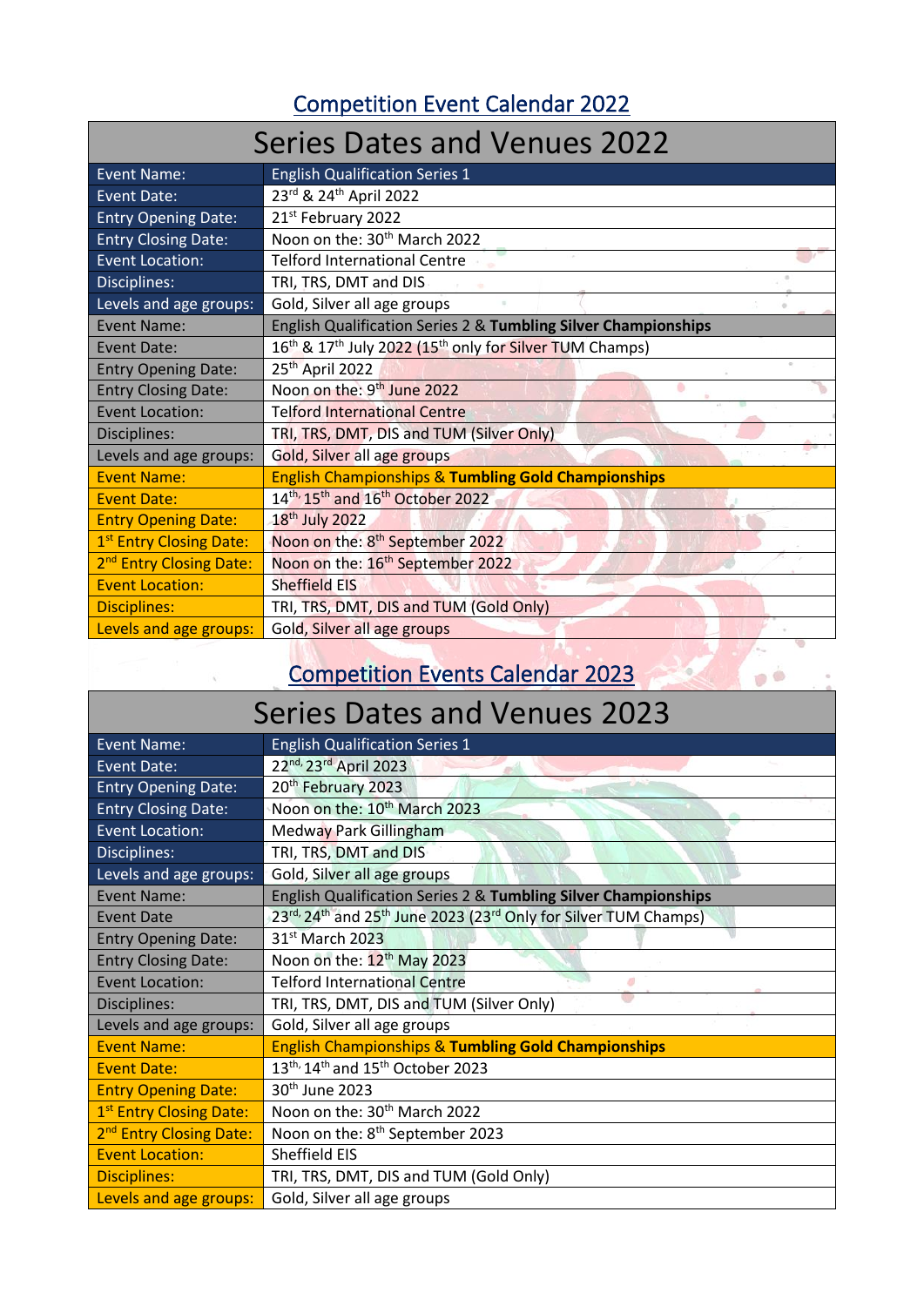## Competition Event Calendar 2022

| Series Dates and Venues 2022 | |
|---|---|
| Event Name: | English Qualification Series 1 |
| Event Date: | 23rd & 24th April 2022 |
| Entry Opening Date: | 21st February 2022 |
| Entry Closing Date: | Noon on the: 30th March 2022 |
| Event Location: | Telford International Centre |
| Disciplines: | TRI, TRS, DMT and DIS |
| Levels and age groups: | Gold, Silver all age groups |
| Event Name: | English Qualification Series 2 & **Tumbling Silver Championships** |
| Event Date: | 16th & 17th July 2022 (15th only for Silver TUM Champs) |
| Entry Opening Date: | 25th April 2022 |
| Entry Closing Date: | Noon on the: 9th June 2022 |
| Event Location: | Telford International Centre |
| Disciplines: | TRI, TRS, DMT, DIS and TUM (Silver Only) |
| Levels and age groups: | Gold, Silver all age groups |
| Event Name: | English Championships & **Tumbling Gold Championships** |
| Event Date: | 14th, 15th and 16th October 2022 |
| Entry Opening Date: | 18th July 2022 |
| 1st Entry Closing Date: | Noon on the: 8th September 2022 |
| 2nd Entry Closing Date: | Noon on the: 16th September 2022 |
| Event Location: | Sheffield EIS |
| Disciplines: | TRI, TRS, DMT, DIS and TUM (Gold Only) |
| Levels and age groups: | Gold, Silver all age groups |

## Competition Events Calendar 2023

| Series Dates and Venues 2023 | |
|---|---|
| Event Name: | English Qualification Series 1 |
| Event Date: | 22nd, 23rd April 2023 |
| Entry Opening Date: | 20th February 2023 |
| Entry Closing Date: | Noon on the: 10th March 2023 |
| Event Location: | Medway Park Gillingham |
| Disciplines: | TRI, TRS, DMT and DIS |
| Levels and age groups: | Gold, Silver all age groups |
| Event Name: | English Qualification Series 2 & **Tumbling Silver Championships** |
| Event Date | 23rd, 24th and 25th June 2023 (23rd Only for Silver TUM Champs) |
| Entry Opening Date: | 31st March 2023 |
| Entry Closing Date: | Noon on the: 12th May 2023 |
| Event Location: | Telford International Centre |
| Disciplines: | TRI, TRS, DMT, DIS and TUM (Silver Only) |
| Levels and age groups: | Gold, Silver all age groups |
| Event Name: | English Championships & **Tumbling Gold Championships** |
| Event Date: | 13th, 14th and 15th October 2023 |
| Entry Opening Date: | 30th June 2023 |
| 1st Entry Closing Date: | Noon on the: 30th March 2022 |
| 2nd Entry Closing Date: | Noon on the: 8th September 2023 |
| Event Location: | Sheffield EIS |
| Disciplines: | TRI, TRS, DMT and TUM (Gold Only) |
| Levels and age groups: | Gold, Silver all age groups |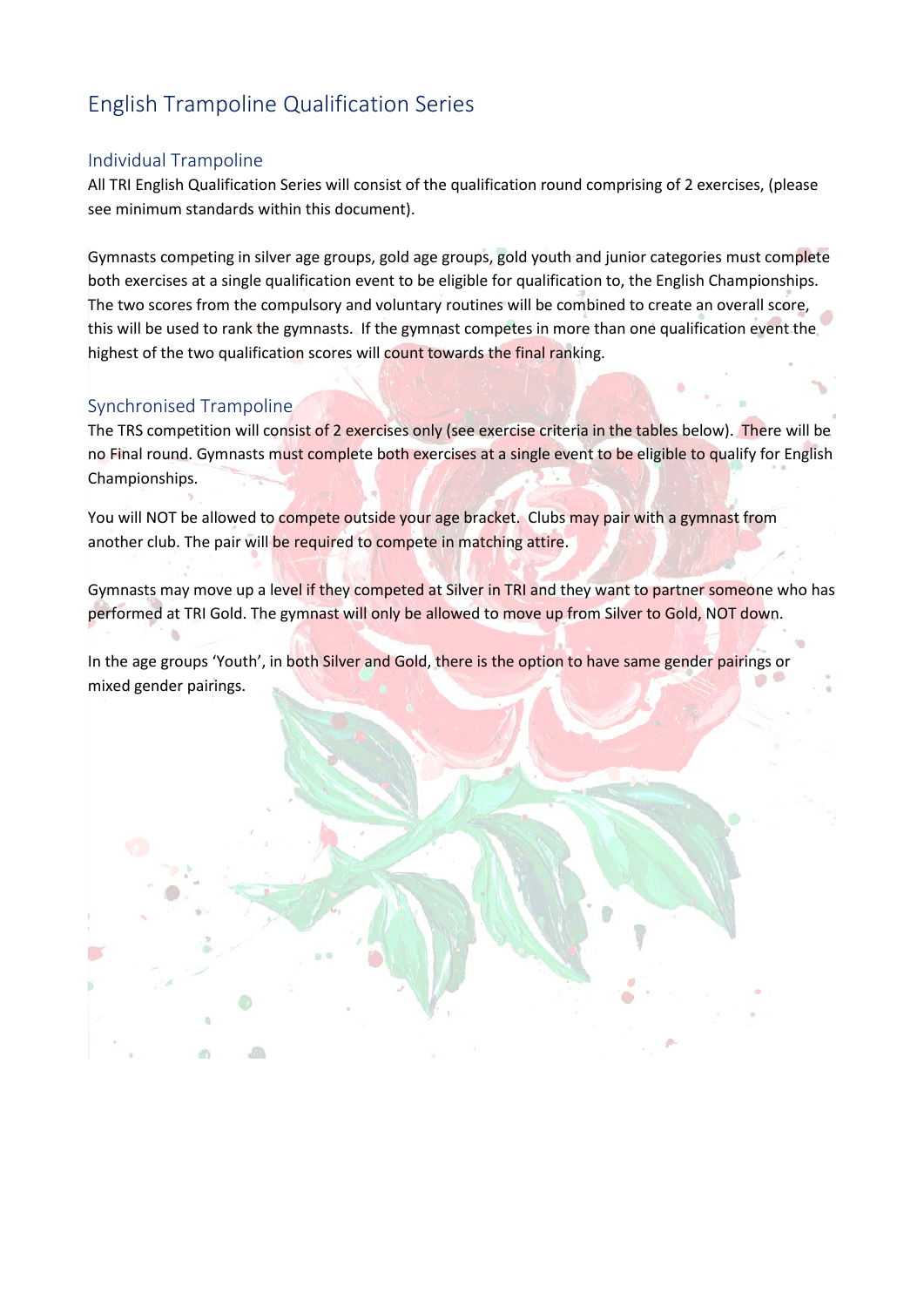# English Trampoline Qualification Series

## Individual Trampoline

All TRI English Qualification Series will consist of the qualification round comprising of 2 exercises, (please see minimum standards within this document).

Gymnasts competing in silver age groups, gold age groups, gold youth and junior categories must complete both exercises at a single qualification event to be eligible for qualification to, the English Championships. The two scores from the compulsory and voluntary routines will be combined to create an overall score, this will be used to rank the gymnasts. If the gymnast competes in more than one qualification event the highest of the two qualification scores will count towards the final ranking.

## Synchronised Trampoline

The TRS competition will consist of 2 exercises only (see exercise criteria in the tables below). There will be no Final round. Gymnasts must complete both exercises at a single event to be eligible to qualify for English Championships.

You will NOT be allowed to compete outside your age bracket. Clubs may pair with a gymnast from another club. The pair will be required to compete in matching attire.

Gymnasts may move up a level if they competed at Silver in TRI and they want to partner someone who has performed at TRI Gold. The gymnast will only be allowed to move up from Silver to Gold, NOT down.

In the age groups 'Youth', in both Silver and Gold, there is the option to have same gender pairings or mixed gender pairings.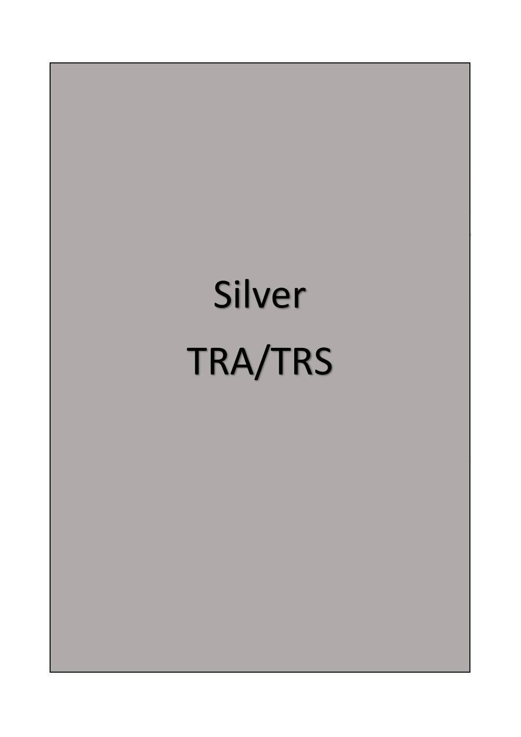# Silver

# TRA/TRS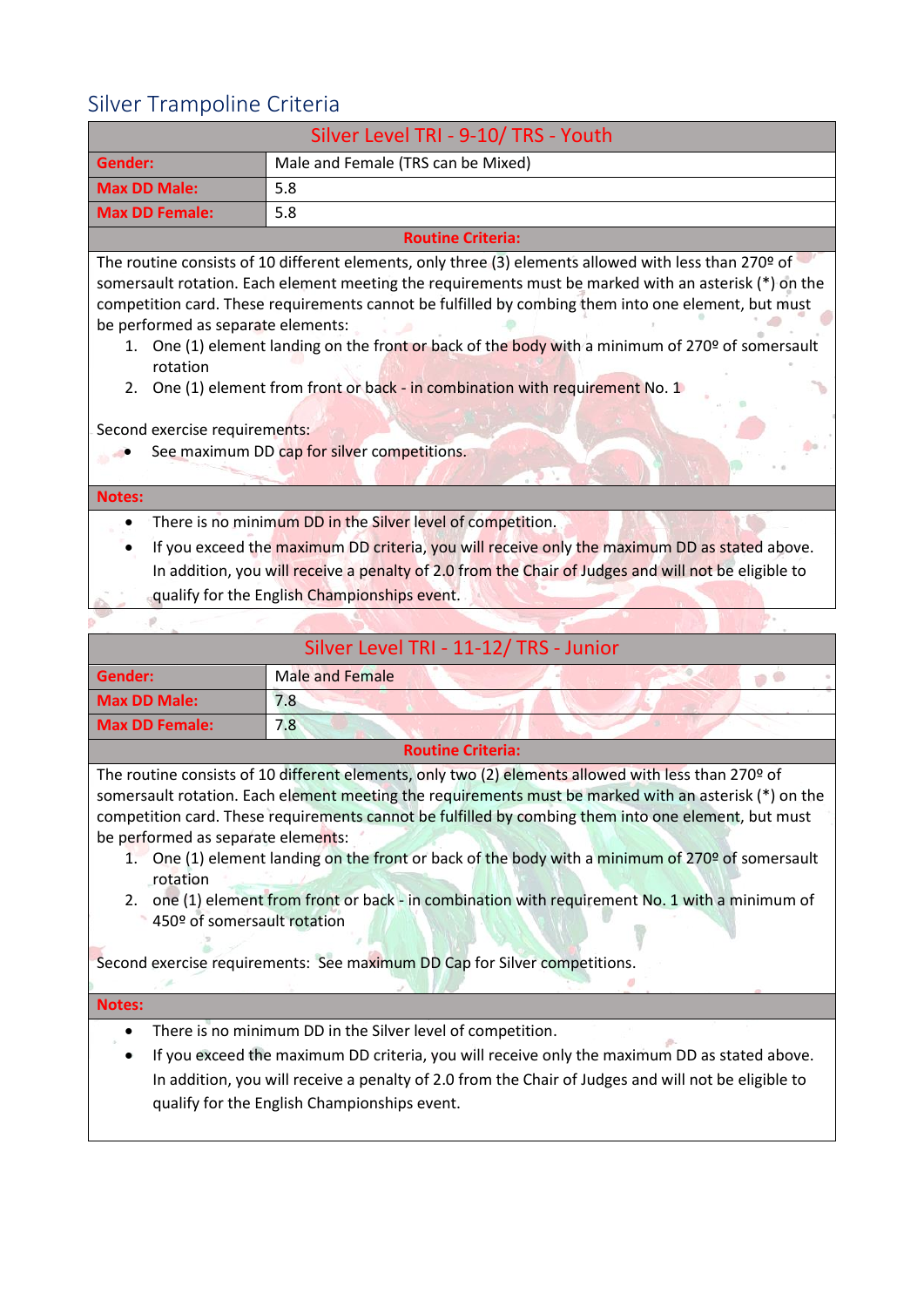## Silver Trampoline Criteria

| Silver Level TRI - 9-10/ TRS - Youth | |
|---|---|
| **Gender:** | Male and Female (TRS can be Mixed) |
| **Max DD Male:** | 5.8 |
| **Max DD Female:** | 5.8 |

**Routine Criteria:**

The routine consists of 10 different elements, only three (3) elements allowed with less than 270º of somersault rotation. Each element meeting the requirements must be marked with an asterisk (*) on the competition card. These requirements cannot be fulfilled by combing them into one element, but must be performed as separate elements:

1. One (1) element landing on the front or back of the body with a minimum of 270º of somersault rotation
2. One (1) element from front or back - in combination with requirement No. 1

Second exercise requirements:

- See maximum DD cap for silver competitions.

**Notes:**

- There is no minimum DD in the Silver level of competition.
- If you exceed the maximum DD criteria, you will receive only the maximum DD as stated above. In addition, you will receive a penalty of 2.0 from the Chair of Judges and will not be eligible to qualify for the English Championships event.

| Silver Level TRI - 11-12/ TRS - Junior | |
|---|---|
| **Gender:** | Male and Female |
| **Max DD Male:** | 7.8 |
| **Max DD Female:** | 7.8 |

**Routine Criteria:**

The routine consists of 10 different elements, only two (2) elements allowed with less than 270º of somersault rotation. Each element meeting the requirements must be marked with an asterisk (*) on the competition card. These requirements cannot be fulfilled by combing them into one element, but must be performed as separate elements:

1. One (1) element landing on the front or back of the body with a minimum of 270º of somersault rotation
2. one (1) element from front or back - in combination with requirement No. 1 with a minimum of 450º of somersault rotation

Second exercise requirements: See maximum DD Cap for Silver competitions.

**Notes:**

- There is no minimum DD in the Silver level of competition.
- If you exceed the maximum DD criteria, you will receive only the maximum DD as stated above. In addition, you will receive a penalty of 2.0 from the Chair of Judges and will not be eligible to qualify for the English Championships event.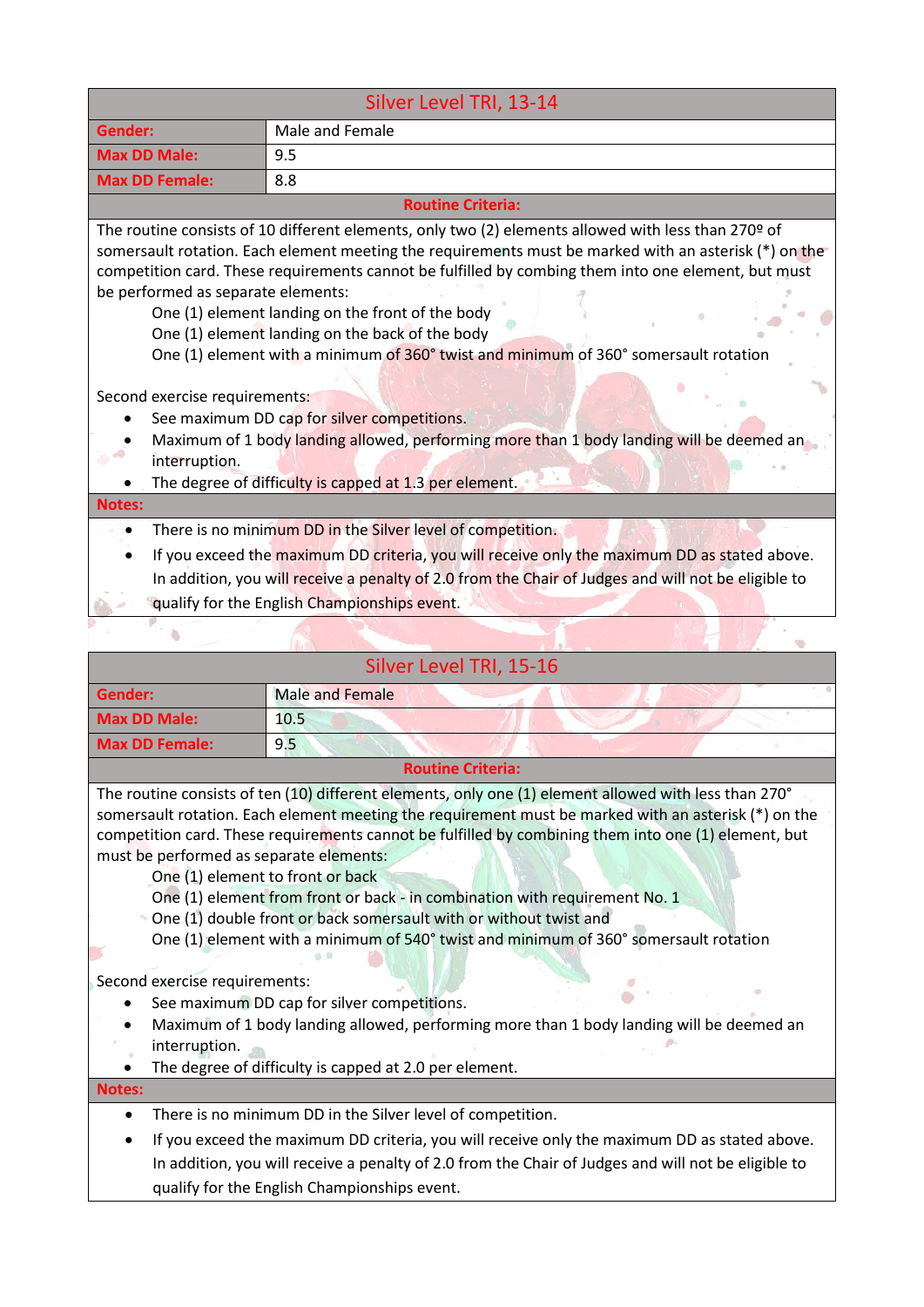## Silver Level TRI, 13-14

| | |
|---|---|
| **Gender:** | Male and Female |
| **Max DD Male:** | 9.5 |
| **Max DD Female:** | 8.8 |

**Routine Criteria:**

The routine consists of 10 different elements, only two (2) elements allowed with less than 270º of somersault rotation. Each element meeting the requirements must be marked with an asterisk (*) on the competition card. These requirements cannot be fulfilled by combing them into one element, but must be performed as separate elements:

One (1) element landing on the front of the body
One (1) element landing on the back of the body
One (1) element with a minimum of 360° twist and minimum of 360° somersault rotation

Second exercise requirements:

- See maximum DD cap for silver competitions.
- Maximum of 1 body landing allowed, performing more than 1 body landing will be deemed an interruption.
- The degree of difficulty is capped at 1.3 per element.

**Notes:**

- There is no minimum DD in the Silver level of competition.
- If you exceed the maximum DD criteria, you will receive only the maximum DD as stated above. In addition, you will receive a penalty of 2.0 from the Chair of Judges and will not be eligible to qualify for the English Championships event.

## Silver Level TRI, 15-16

| | |
|---|---|
| **Gender:** | Male and Female |
| **Max DD Male:** | 10.5 |
| **Max DD Female:** | 9.5 |

**Routine Criteria:**

The routine consists of ten (10) different elements, only one (1) element allowed with less than 270° somersault rotation. Each element meeting the requirement must be marked with an asterisk (*) on the competition card. These requirements cannot be fulfilled by combining them into one (1) element, but must be performed as separate elements:

One (1) element to front or back
One (1) element from front or back - in combination with requirement No. 1
One (1) double front or back somersault with or without twist and
One (1) element with a minimum of 540° twist and minimum of 360° somersault rotation

Second exercise requirements:

- See maximum DD cap for silver competitions.
- Maximum of 1 body landing allowed, performing more than 1 body landing will be deemed an interruption.
- The degree of difficulty is capped at 2.0 per element.

**Notes:**

- There is no minimum DD in the Silver level of competition.
- If you exceed the maximum DD criteria, you will receive only the maximum DD as stated above. In addition, you will receive a penalty of 2.0 from the Chair of Judges and will not be eligible to qualify for the English Championships event.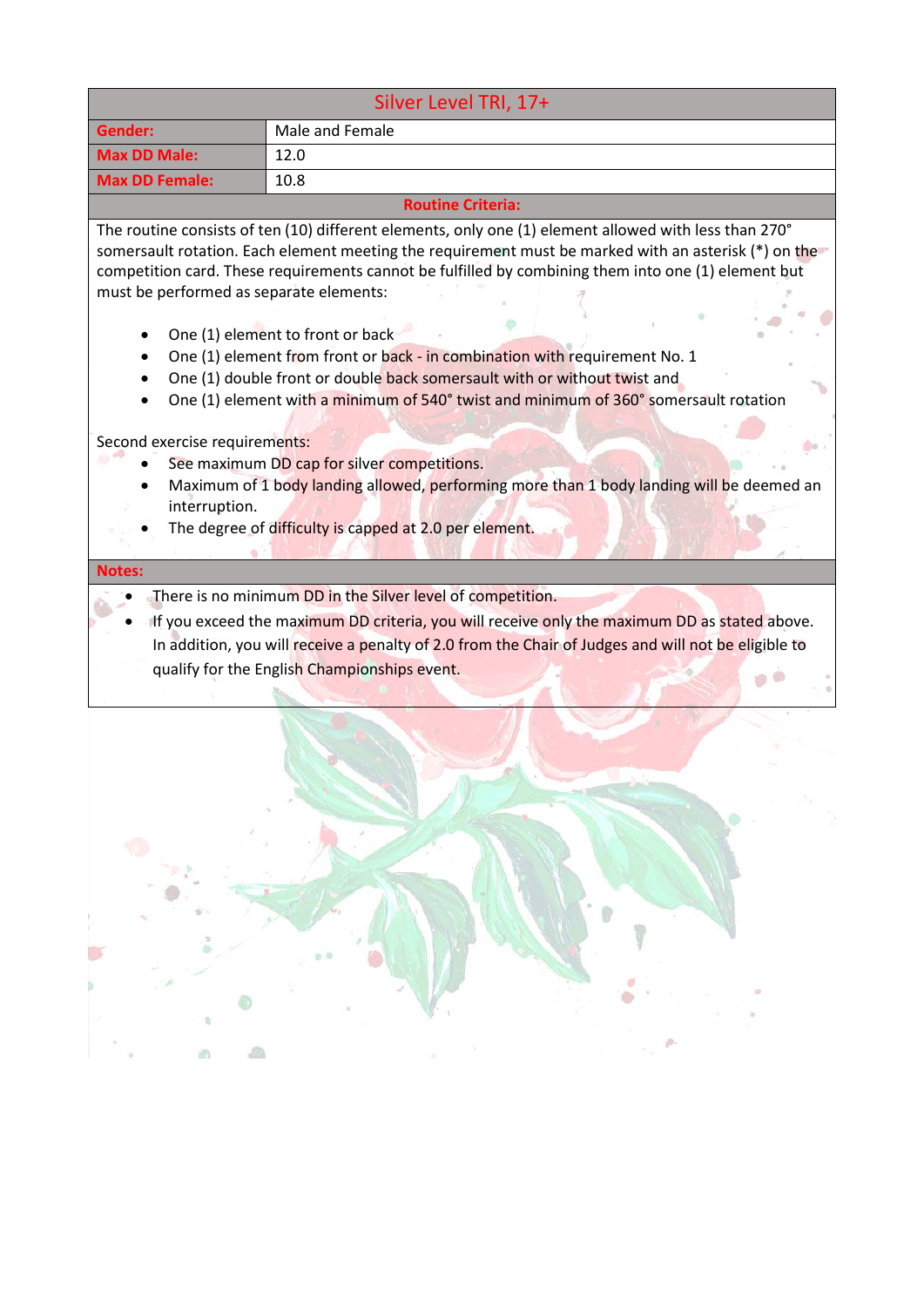| Silver Level TRI, 17+ | |
|---|---|
| **Gender:** | Male and Female |
| **Max DD Male:** | 12.0 |
| **Max DD Female:** | 10.8 |

**Routine Criteria:**

The routine consists of ten (10) different elements, only one (1) element allowed with less than 270° somersault rotation. Each element meeting the requirement must be marked with an asterisk (*) on the competition card. These requirements cannot be fulfilled by combining them into one (1) element but must be performed as separate elements:

- One (1) element to front or back
- One (1) element from front or back - in combination with requirement No. 1
- One (1) double front or double back somersault with or without twist and
- One (1) element with a minimum of 540° twist and minimum of 360° somersault rotation

Second exercise requirements:

- See maximum DD cap for silver competitions.
- Maximum of 1 body landing allowed, performing more than 1 body landing will be deemed an interruption.
- The degree of difficulty is capped at 2.0 per element.

**Notes:**

- There is no minimum DD in the Silver level of competition.
- If you exceed the maximum DD criteria, you will receive only the maximum DD as stated above. In addition, you will receive a penalty of 2.0 from the Chair of Judges and will not be eligible to qualify for the English Championships event.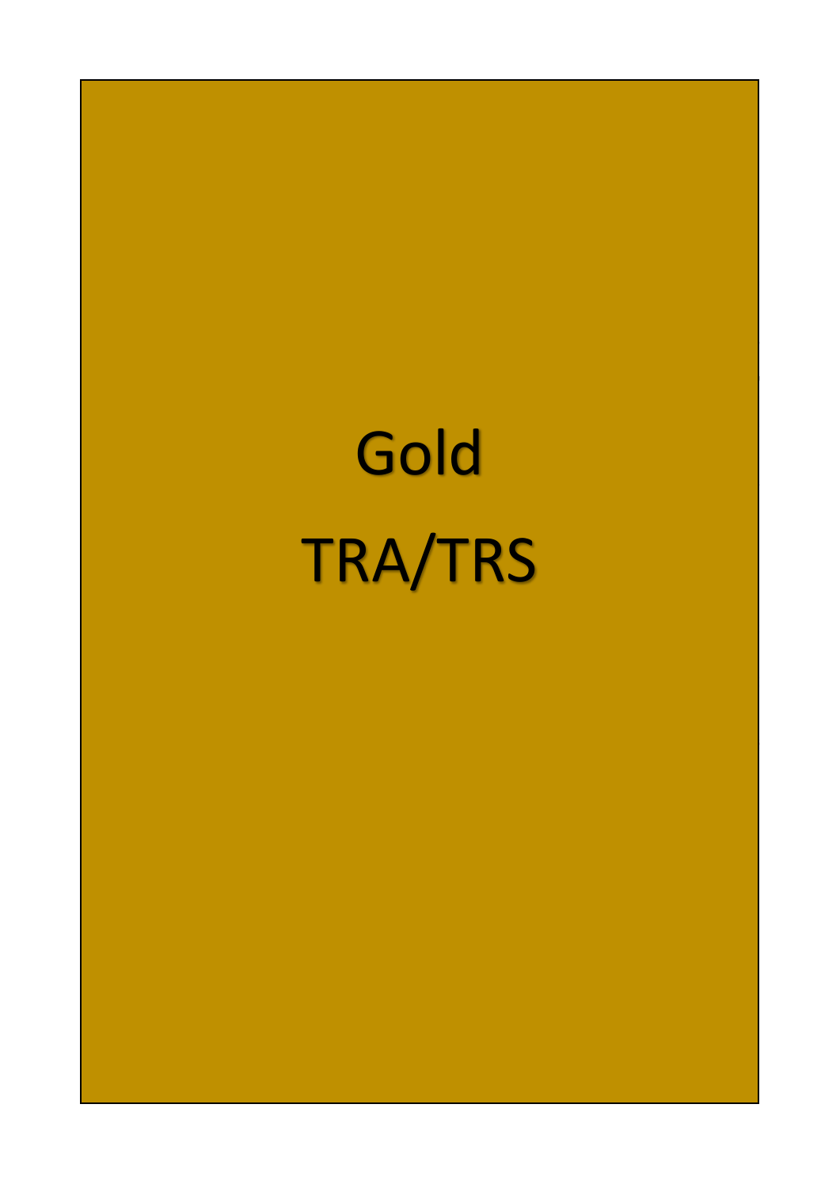# Gold

# TRA/TRS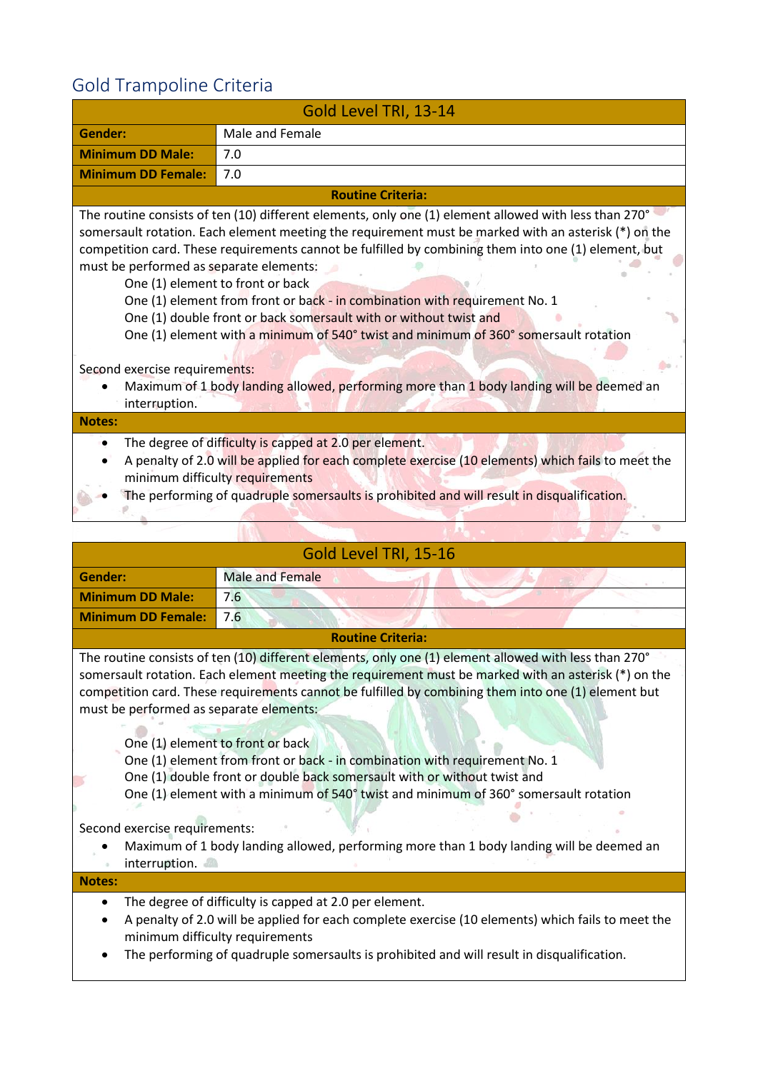## Gold Trampoline Criteria

| Gold Level TRI, 13-14 | |
|---|---|
| **Gender:** | Male and Female |
| **Minimum DD Male:** | 7.0 |
| **Minimum DD Female:** | 7.0 |

**Routine Criteria:**

The routine consists of ten (10) different elements, only one (1) element allowed with less than 270° somersault rotation. Each element meeting the requirement must be marked with an asterisk (*) on the competition card. These requirements cannot be fulfilled by combining them into one (1) element, but must be performed as separate elements:

One (1) element to front or back
One (1) element from front or back - in combination with requirement No. 1
One (1) double front or back somersault with or without twist and
One (1) element with a minimum of 540° twist and minimum of 360° somersault rotation

Second exercise requirements:

- Maximum of 1 body landing allowed, performing more than 1 body landing will be deemed an interruption.

**Notes:**

- The degree of difficulty is capped at 2.0 per element.
- A penalty of 2.0 will be applied for each complete exercise (10 elements) which fails to meet the minimum difficulty requirements
- The performing of quadruple somersaults is prohibited and will result in disqualification.

| Gold Level TRI, 15-16 | |
|---|---|
| **Gender:** | Male and Female |
| **Minimum DD Male:** | 7.6 |
| **Minimum DD Female:** | 7.6 |

**Routine Criteria:**

The routine consists of ten (10) different elements, only one (1) element allowed with less than 270° somersault rotation. Each element meeting the requirement must be marked with an asterisk (*) on the competition card. These requirements cannot be fulfilled by combining them into one (1) element but must be performed as separate elements:

One (1) element to front or back
One (1) element from front or back - in combination with requirement No. 1
One (1) double front or double back somersault with or without twist and
One (1) element with a minimum of 540° twist and minimum of 360° somersault rotation

Second exercise requirements:

- Maximum of 1 body landing allowed, performing more than 1 body landing will be deemed an interruption.

**Notes:**

- The degree of difficulty is capped at 2.0 per element.
- A penalty of 2.0 will be applied for each complete exercise (10 elements) which fails to meet the minimum difficulty requirements
- The performing of quadruple somersaults is prohibited and will result in disqualification.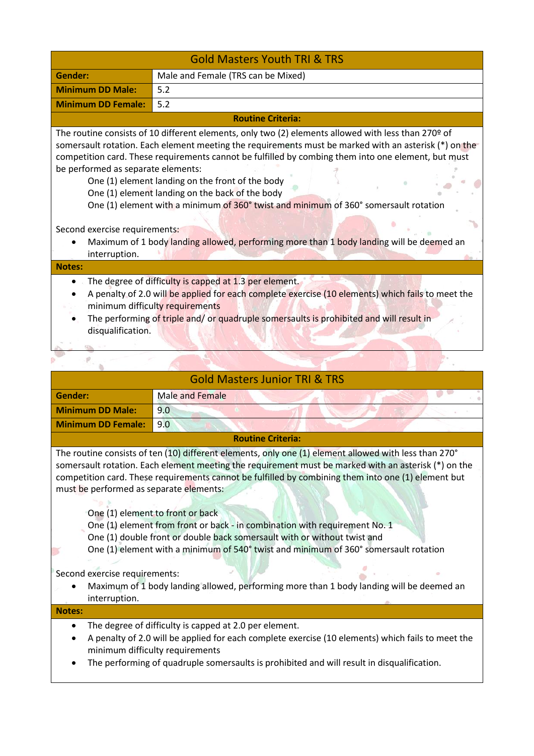## Gold Masters Youth TRI & TRS

| | |
|---|---|
| **Gender:** | Male and Female (TRS can be Mixed) |
| **Minimum DD Male:** | 5.2 |
| **Minimum DD Female:** | 5.2 |

**Routine Criteria:**

The routine consists of 10 different elements, only two (2) elements allowed with less than 270º of somersault rotation. Each element meeting the requirements must be marked with an asterisk (*) on the competition card. These requirements cannot be fulfilled by combing them into one element, but must be performed as separate elements:

One (1) element landing on the front of the body
One (1) element landing on the back of the body
One (1) element with a minimum of 360° twist and minimum of 360° somersault rotation

Second exercise requirements:

- Maximum of 1 body landing allowed, performing more than 1 body landing will be deemed an interruption.

**Notes:**

- The degree of difficulty is capped at 1.3 per element.
- A penalty of 2.0 will be applied for each complete exercise (10 elements) which fails to meet the minimum difficulty requirements
- The performing of triple and/ or quadruple somersaults is prohibited and will result in disqualification.

## Gold Masters Junior TRI & TRS

| | |
|---|---|
| **Gender:** | Male and Female |
| **Minimum DD Male:** | 9.0 |
| **Minimum DD Female:** | 9.0 |

**Routine Criteria:**

The routine consists of ten (10) different elements, only one (1) element allowed with less than 270° somersault rotation. Each element meeting the requirement must be marked with an asterisk (*) on the competition card. These requirements cannot be fulfilled by combining them into one (1) element but must be performed as separate elements:

One (1) element to front or back
One (1) element from front or back - in combination with requirement No. 1
One (1) double front or double back somersault with or without twist and
One (1) element with a minimum of 540° twist and minimum of 360° somersault rotation

Second exercise requirements:

- Maximum of 1 body landing allowed, performing more than 1 body landing will be deemed an interruption.

**Notes:**

- The degree of difficulty is capped at 2.0 per element.
- A penalty of 2.0 will be applied for each complete exercise (10 elements) which fails to meet the minimum difficulty requirements
- The performing of quadruple somersaults is prohibited and will result in disqualification.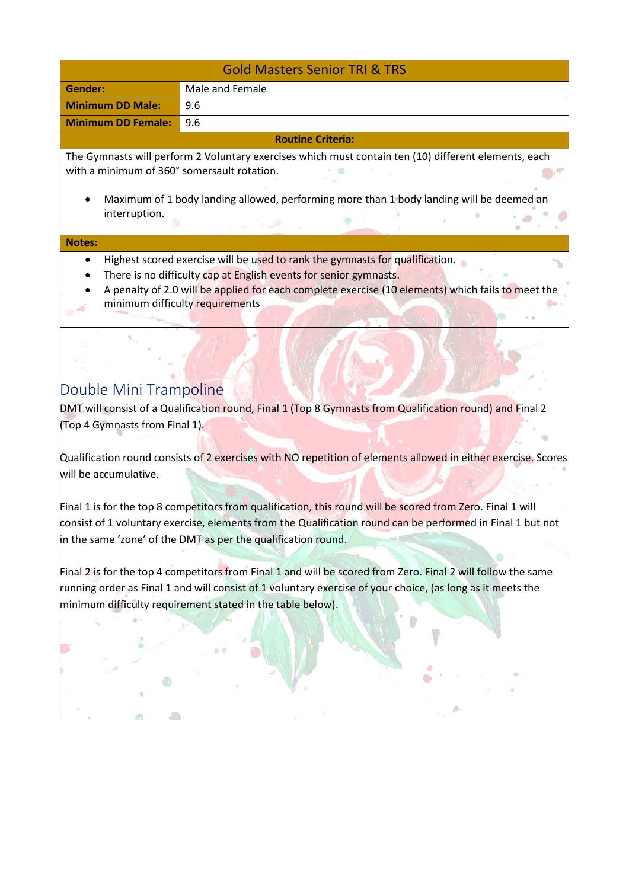| Gold Masters Senior TRI & TRS | |
|---|---|
| **Gender:** | Male and Female |
| **Minimum DD Male:** | 9.6 |
| **Minimum DD Female:** | 9.6 |
| **Routine Criteria:** | |
| The Gymnasts will perform 2 Voluntary exercises which must contain ten (10) different elements, each with a minimum of 360° somersault rotation.<br><br>• Maximum of 1 body landing allowed, performing more than 1 body landing will be deemed an interruption. | |
| **Notes:** | |
| • Highest scored exercise will be used to rank the gymnasts for qualification.<br>• There is no difficulty cap at English events for senior gymnasts.<br>• A penalty of 2.0 will be applied for each complete exercise (10 elements) which fails to meet the minimum difficulty requirements | |

## Double Mini Trampoline

DMT will consist of a Qualification round, Final 1 (Top 8 Gymnasts from Qualification round) and Final 2 (Top 4 Gymnasts from Final 1).

Qualification round consists of 2 exercises with NO repetition of elements allowed in either exercise. Scores will be accumulative.

Final 1 is for the top 8 competitors from qualification, this round will be scored from Zero. Final 1 will consist of 1 voluntary exercise, elements from the Qualification round can be performed in Final 1 but not in the same 'zone' of the DMT as per the qualification round.

Final 2 is for the top 4 competitors from Final 1 and will be scored from Zero. Final 2 will follow the same running order as Final 1 and will consist of 1 voluntary exercise of your choice, (as long as it meets the minimum difficulty requirement stated in the table below).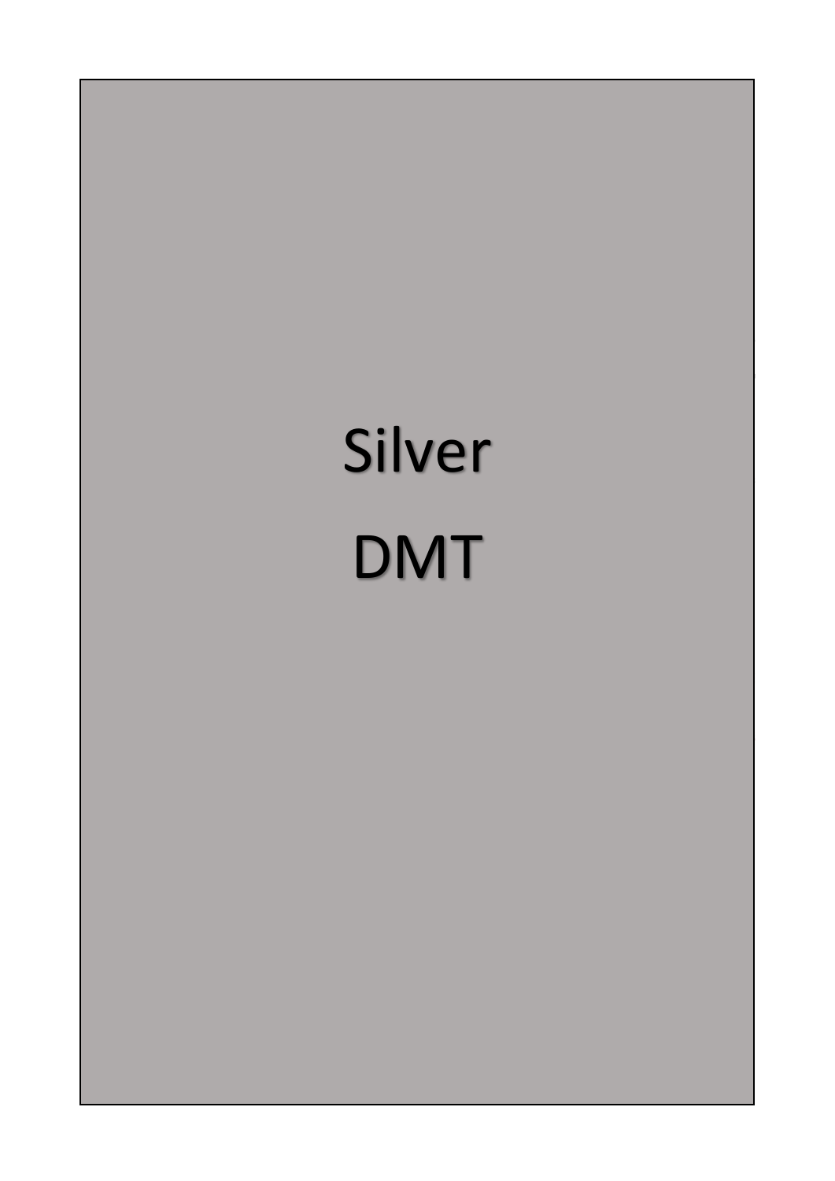Silver

DMT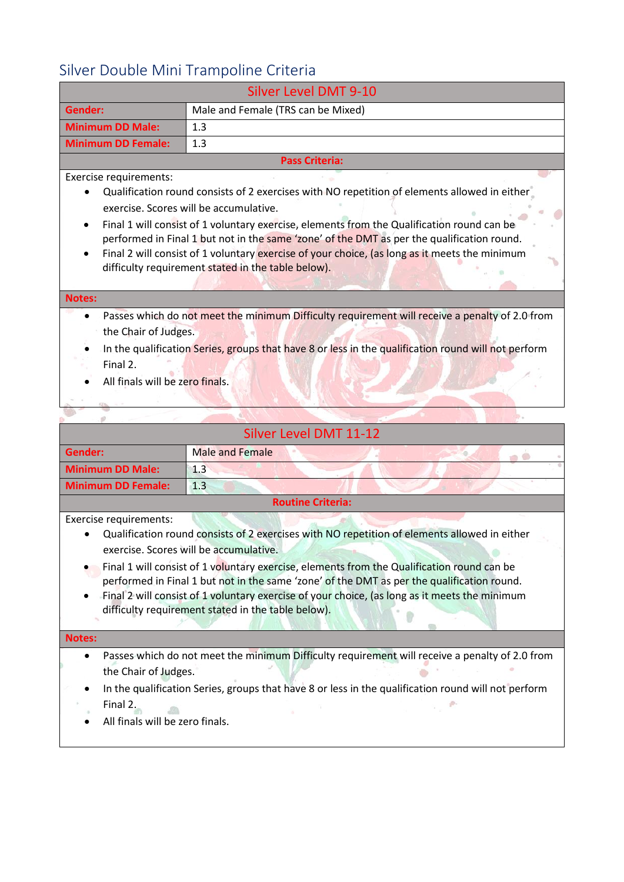## Silver Double Mini Trampoline Criteria

| Silver Level DMT 9-10 | |
|---|---|
| **Gender:** | Male and Female (TRS can be Mixed) |
| **Minimum DD Male:** | 1.3 |
| **Minimum DD Female:** | 1.3 |

**Pass Criteria:**

Exercise requirements:

- Qualification round consists of 2 exercises with NO repetition of elements allowed in either exercise. Scores will be accumulative.
- Final 1 will consist of 1 voluntary exercise, elements from the Qualification round can be performed in Final 1 but not in the same 'zone' of the DMT as per the qualification round.
- Final 2 will consist of 1 voluntary exercise of your choice, (as long as it meets the minimum difficulty requirement stated in the table below).

**Notes:**

- Passes which do not meet the minimum Difficulty requirement will receive a penalty of 2.0 from the Chair of Judges.
- In the qualification Series, groups that have 8 or less in the qualification round will not perform Final 2.
- All finals will be zero finals.

| Silver Level DMT 11-12 | |
|---|---|
| **Gender:** | Male and Female |
| **Minimum DD Male:** | 1.3 |
| **Minimum DD Female:** | 1.3 |

**Routine Criteria:**

Exercise requirements:

- Qualification round consists of 2 exercises with NO repetition of elements allowed in either exercise. Scores will be accumulative.
- Final 1 will consist of 1 voluntary exercise, elements from the Qualification round can be performed in Final 1 but not in the same 'zone' of the DMT as per the qualification round.
- Final 2 will consist of 1 voluntary exercise of your choice, (as long as it meets the minimum difficulty requirement stated in the table below).

**Notes:**

- Passes which do not meet the minimum Difficulty requirement will receive a penalty of 2.0 from the Chair of Judges.
- In the qualification Series, groups that have 8 or less in the qualification round will not perform Final 2.
- All finals will be zero finals.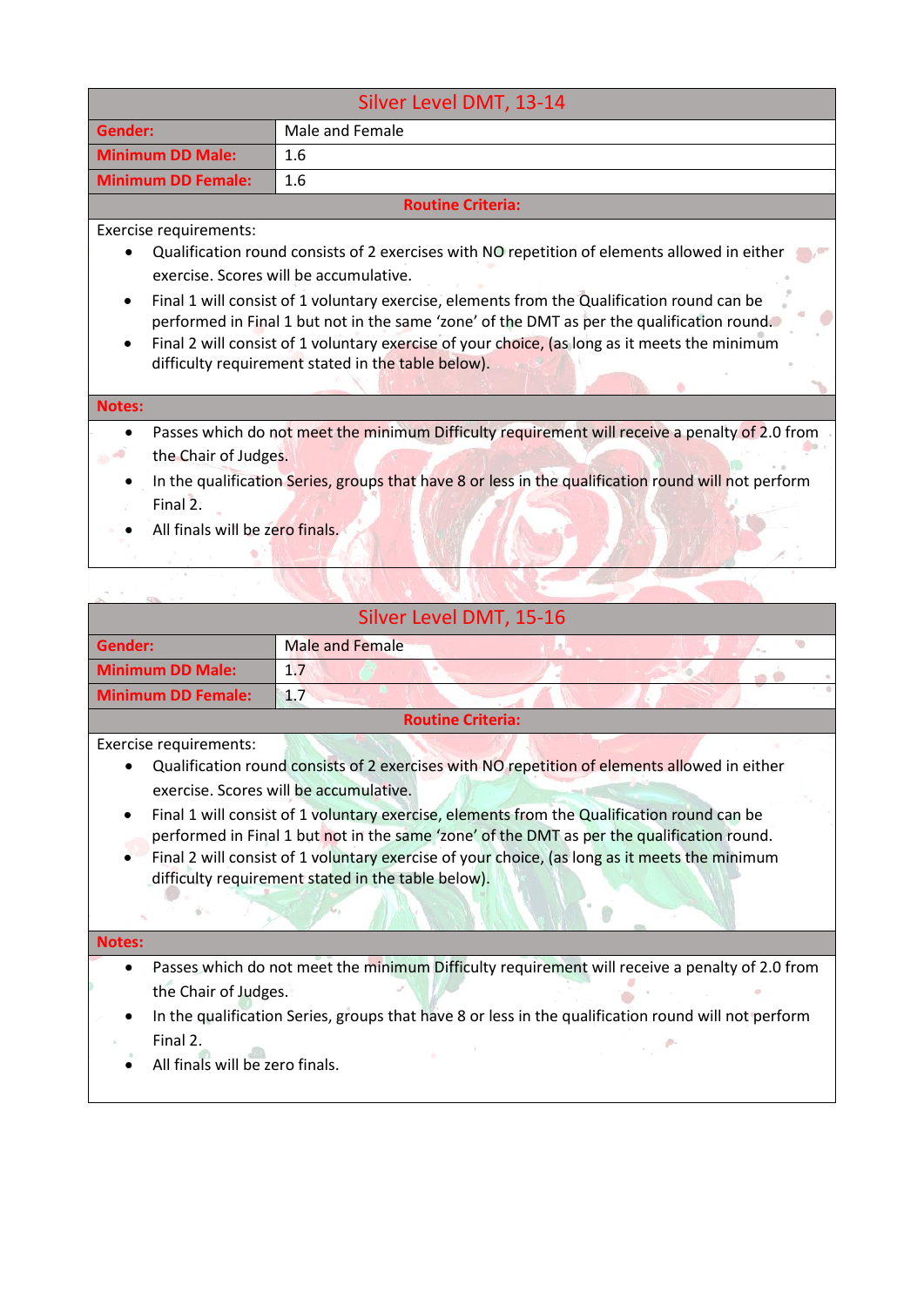| Silver Level DMT, 13-14 | |
|---|---|
| **Gender:** | Male and Female |
| **Minimum DD Male:** | 1.6 |
| **Minimum DD Female:** | 1.6 |

**Routine Criteria:**

Exercise requirements:

- Qualification round consists of 2 exercises with NO repetition of elements allowed in either exercise. Scores will be accumulative.
- Final 1 will consist of 1 voluntary exercise, elements from the Qualification round can be performed in Final 1 but not in the same 'zone' of the DMT as per the qualification round.
- Final 2 will consist of 1 voluntary exercise of your choice, (as long as it meets the minimum difficulty requirement stated in the table below).

**Notes:**

- Passes which do not meet the minimum Difficulty requirement will receive a penalty of 2.0 from the Chair of Judges.
- In the qualification Series, groups that have 8 or less in the qualification round will not perform Final 2.
- All finals will be zero finals.

| Silver Level DMT, 15-16 | |
|---|---|
| **Gender:** | Male and Female |
| **Minimum DD Male:** | 1.7 |
| **Minimum DD Female:** | 1.7 |

**Routine Criteria:**

Exercise requirements:

- Qualification round consists of 2 exercises with NO repetition of elements allowed in either exercise. Scores will be accumulative.
- Final 1 will consist of 1 voluntary exercise, elements from the Qualification round can be performed in Final 1 but not in the same 'zone' of the DMT as per the qualification round.
- Final 2 will consist of 1 voluntary exercise of your choice, (as long as it meets the minimum difficulty requirement stated in the table below).

**Notes:**

- Passes which do not meet the minimum Difficulty requirement will receive a penalty of 2.0 from the Chair of Judges.
- In the qualification Series, groups that have 8 or less in the qualification round will not perform Final 2.
- All finals will be zero finals.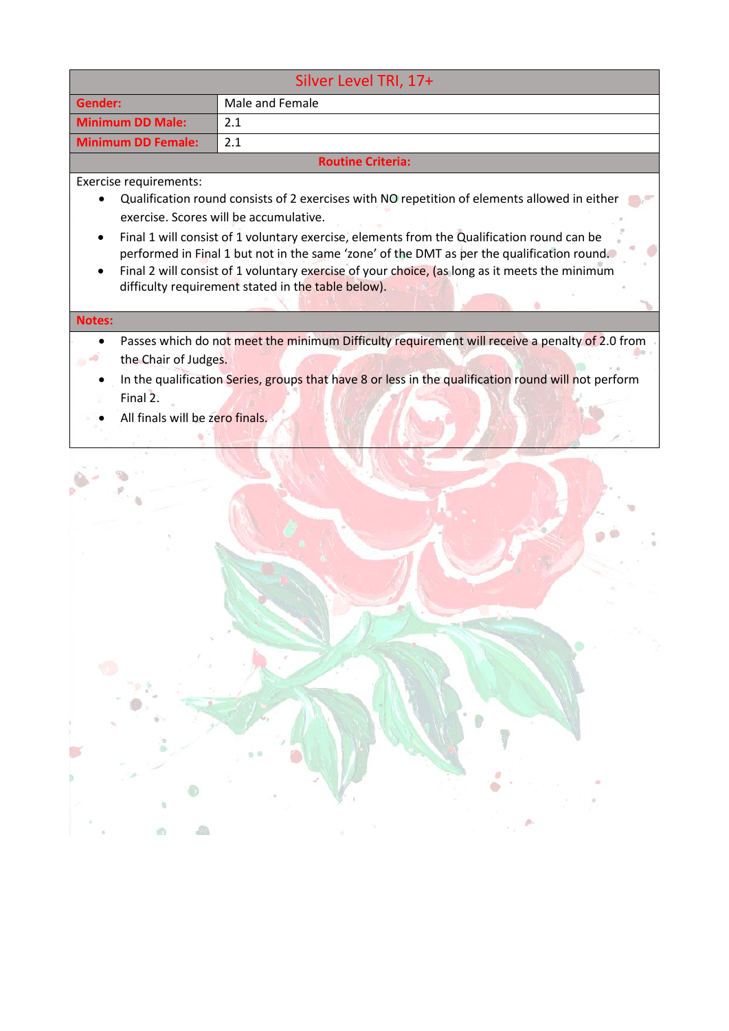| Silver Level TRI, 17+ | |
|---|---|
| **Gender:** | Male and Female |
| **Minimum DD Male:** | 2.1 |
| **Minimum DD Female:** | 2.1 |

**Routine Criteria:**

Exercise requirements:

- Qualification round consists of 2 exercises with NO repetition of elements allowed in either exercise. Scores will be accumulative.
- Final 1 will consist of 1 voluntary exercise, elements from the Qualification round can be performed in Final 1 but not in the same 'zone' of the DMT as per the qualification round.
- Final 2 will consist of 1 voluntary exercise of your choice, (as long as it meets the minimum difficulty requirement stated in the table below).

**Notes:**

- Passes which do not meet the minimum Difficulty requirement will receive a penalty of 2.0 from the Chair of Judges.
- In the qualification Series, groups that have 8 or less in the qualification round will not perform Final 2.
- All finals will be zero finals.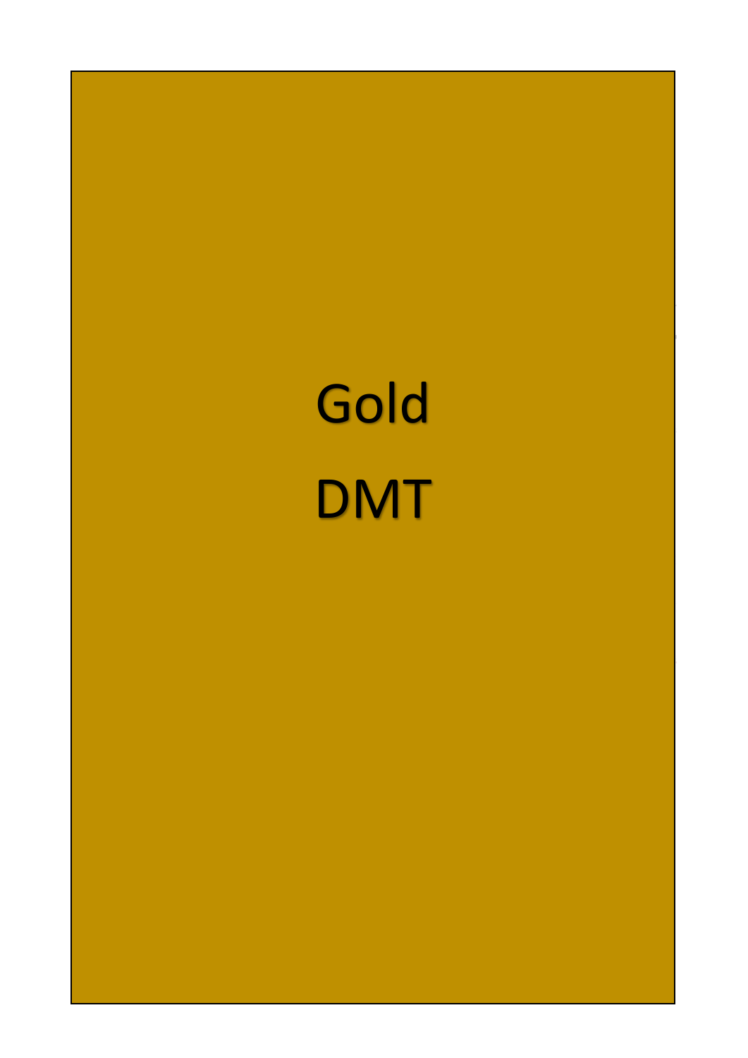Gold

DMT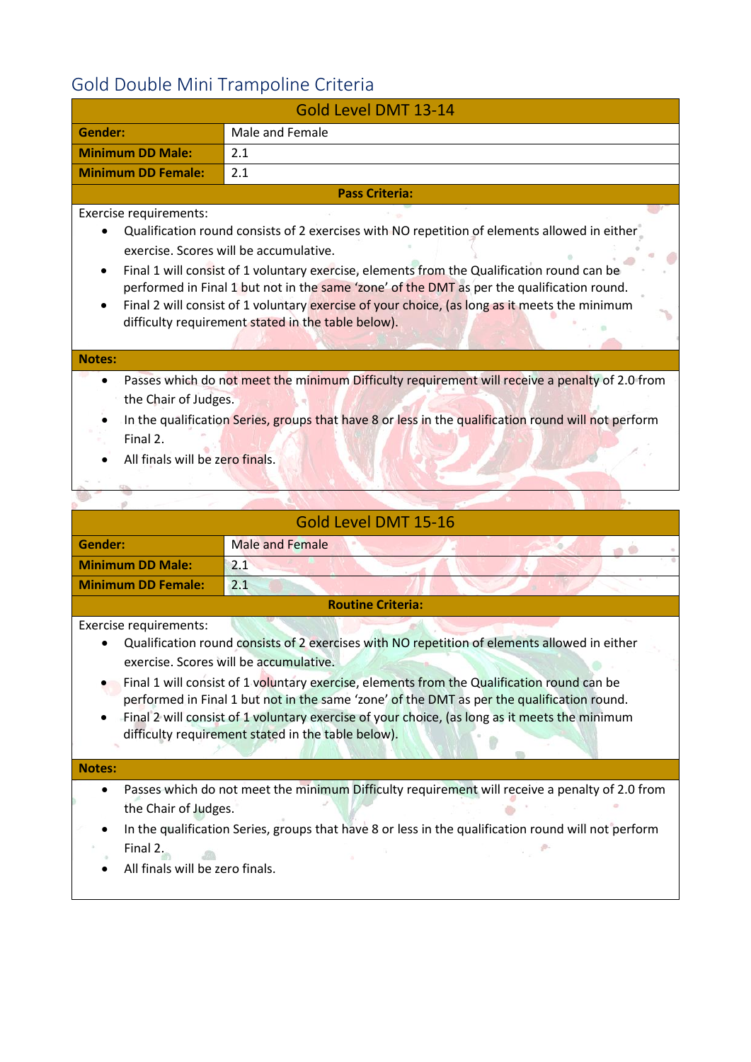## Gold Double Mini Trampoline Criteria

| Gold Level DMT 13-14 | |
|---|---|
| **Gender:** | Male and Female |
| **Minimum DD Male:** | 2.1 |
| **Minimum DD Female:** | 2.1 |

**Pass Criteria:**

Exercise requirements:

- Qualification round consists of 2 exercises with NO repetition of elements allowed in either exercise. Scores will be accumulative.
- Final 1 will consist of 1 voluntary exercise, elements from the Qualification round can be performed in Final 1 but not in the same 'zone' of the DMT as per the qualification round.
- Final 2 will consist of 1 voluntary exercise of your choice, (as long as it meets the minimum difficulty requirement stated in the table below).

**Notes:**

- Passes which do not meet the minimum Difficulty requirement will receive a penalty of 2.0 from the Chair of Judges.
- In the qualification Series, groups that have 8 or less in the qualification round will not perform Final 2.
- All finals will be zero finals.

| Gold Level DMT 15-16 | |
|---|---|
| **Gender:** | Male and Female |
| **Minimum DD Male:** | 2.1 |
| **Minimum DD Female:** | 2.1 |

**Routine Criteria:**

Exercise requirements:

- Qualification round consists of 2 exercises with NO repetition of elements allowed in either exercise. Scores will be accumulative.
- Final 1 will consist of 1 voluntary exercise, elements from the Qualification round can be performed in Final 1 but not in the same 'zone' of the DMT as per the qualification round.
- Final 2 will consist of 1 voluntary exercise of your choice, (as long as it meets the minimum difficulty requirement stated in the table below).

**Notes:**

- Passes which do not meet the minimum Difficulty requirement will receive a penalty of 2.0 from the Chair of Judges.
- In the qualification Series, groups that have 8 or less in the qualification round will not perform Final 2.
- All finals will be zero finals.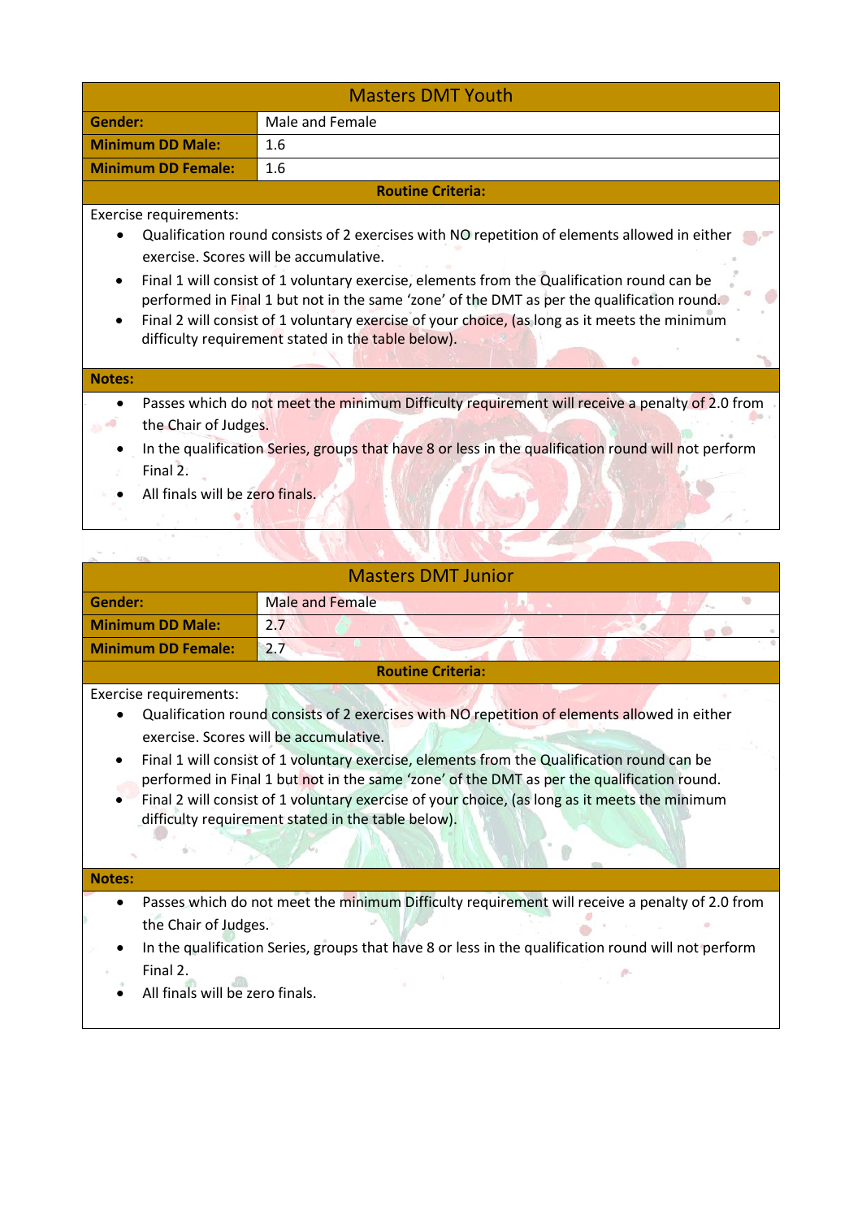| Masters DMT Youth | |
|---|---|
| **Gender:** | Male and Female |
| **Minimum DD Male:** | 1.6 |
| **Minimum DD Female:** | 1.6 |

**Routine Criteria:**

Exercise requirements:

- Qualification round consists of 2 exercises with NO repetition of elements allowed in either exercise. Scores will be accumulative.
- Final 1 will consist of 1 voluntary exercise, elements from the Qualification round can be performed in Final 1 but not in the same 'zone' of the DMT as per the qualification round.
- Final 2 will consist of 1 voluntary exercise of your choice, (as long as it meets the minimum difficulty requirement stated in the table below).

**Notes:**

- Passes which do not meet the minimum Difficulty requirement will receive a penalty of 2.0 from the Chair of Judges.
- In the qualification Series, groups that have 8 or less in the qualification round will not perform Final 2.
- All finals will be zero finals.

| Masters DMT Junior | |
|---|---|
| **Gender:** | Male and Female |
| **Minimum DD Male:** | 2.7 |
| **Minimum DD Female:** | 2.7 |

**Routine Criteria:**

Exercise requirements:

- Qualification round consists of 2 exercises with NO repetition of elements allowed in either exercise. Scores will be accumulative.
- Final 1 will consist of 1 voluntary exercise, elements from the Qualification round can be performed in Final 1 but not in the same 'zone' of the DMT as per the qualification round.
- Final 2 will consist of 1 voluntary exercise of your choice, (as long as it meets the minimum difficulty requirement stated in the table below).

**Notes:**

- Passes which do not meet the minimum Difficulty requirement will receive a penalty of 2.0 from the Chair of Judges.
- In the qualification Series, groups that have 8 or less in the qualification round will not perform Final 2.
- All finals will be zero finals.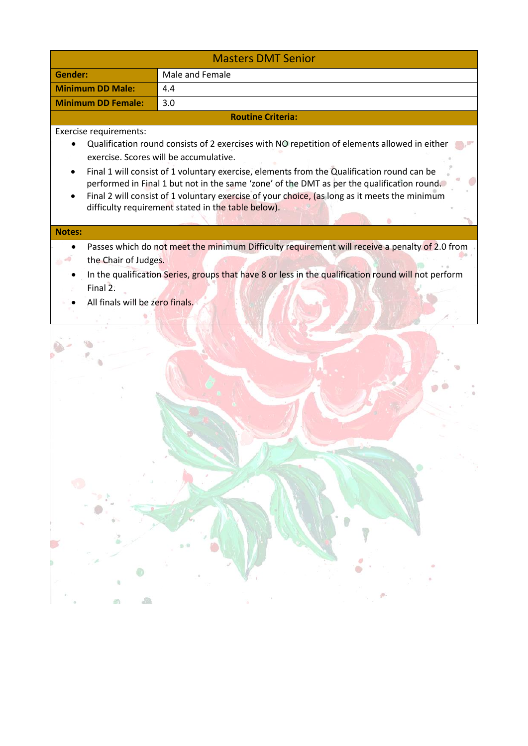| Masters DMT Senior | |
|---|---|
| **Gender:** | Male and Female |
| **Minimum DD Male:** | 4.4 |
| **Minimum DD Female:** | 3.0 |

**Routine Criteria:**

Exercise requirements:

- Qualification round consists of 2 exercises with NO repetition of elements allowed in either exercise. Scores will be accumulative.
- Final 1 will consist of 1 voluntary exercise, elements from the Qualification round can be performed in Final 1 but not in the same 'zone' of the DMT as per the qualification round.
- Final 2 will consist of 1 voluntary exercise of your choice, (as long as it meets the minimum difficulty requirement stated in the table below).

**Notes:**

- Passes which do not meet the minimum Difficulty requirement will receive a penalty of 2.0 from the Chair of Judges.
- In the qualification Series, groups that have 8 or less in the qualification round will not perform Final 2.
- All finals will be zero finals.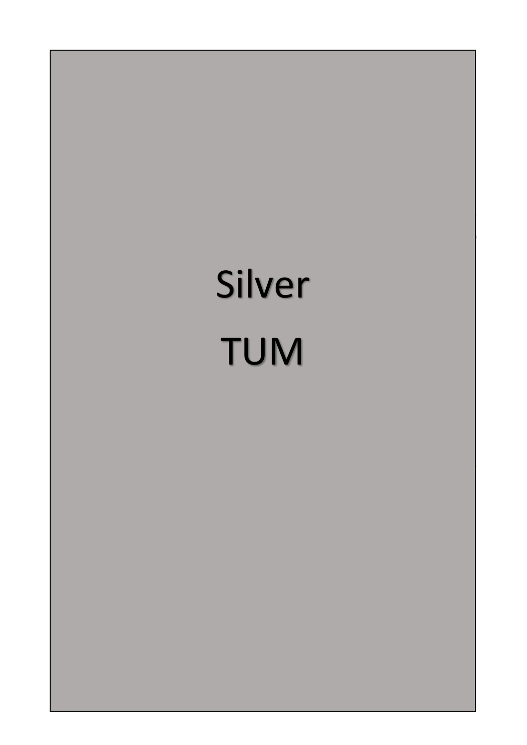Silver

TUM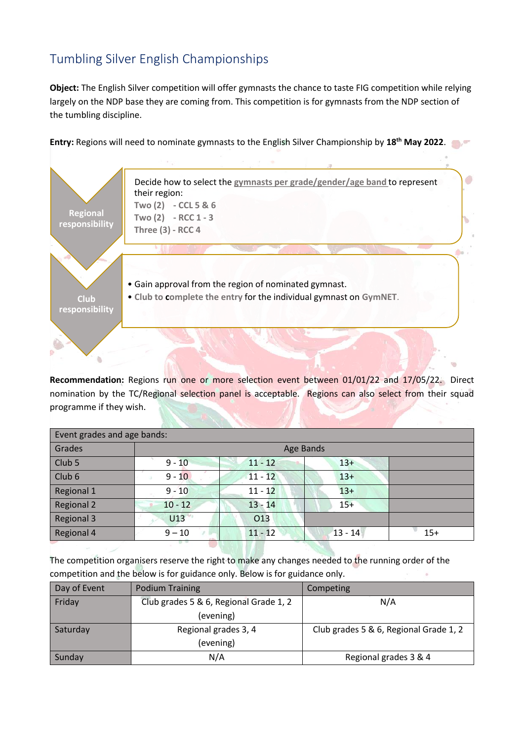## Tumbling Silver English Championships

**Object:** The English Silver competition will offer gymnasts the chance to taste FIG competition while relying largely on the NDP base they are coming from. This competition is for gymnasts from the NDP section of the tumbling discipline.

**Entry:** Regions will need to nominate gymnasts to the English Silver Championship by **18th May 2022**.

**Regional responsibility**

Decide how to select the gymnasts per grade/gender/age band to represent their region:

- Two (2) - CCL 5 & 6
- Two (2) - RCC 1 - 3
- Three (3) - RCC 4

**Club responsibility**

- Gain approval from the region of nominated gymnast.
- Club to complete the entry for the individual gymnast on GymNET.

**Recommendation:** Regions run one or more selection event between 01/01/22 and 17/05/22. Direct nomination by the TC/Regional selection panel is acceptable. Regions can also select from their squad programme if they wish.

| Event grades and age bands: | | | | |
|---|---|---|---|---|
| Grades | Age Bands | | | |
| Club 5 | 9 - 10 | 11 - 12 | 13+ | |
| Club 6 | 9 - 10 | 11 - 12 | 13+ | |
| Regional 1 | 9 - 10 | 11 - 12 | 13+ | |
| Regional 2 | 10 - 12 | 13 - 14 | 15+ | |
| Regional 3 | U13 | O13 | | |
| Regional 4 | 9 – 10 | 11 - 12 | 13 - 14 | 15+ |

The competition organisers reserve the right to make any changes needed to the running order of the competition and the below is for guidance only. Below is for guidance only.

| Day of Event | Podium Training | Competing |
|---|---|---|
| Friday | Club grades 5 & 6, Regional Grade 1, 2 (evening) | N/A |
| Saturday | Regional grades 3, 4 (evening) | Club grades 5 & 6, Regional Grade 1, 2 |
| Sunday | N/A | Regional grades 3 & 4 |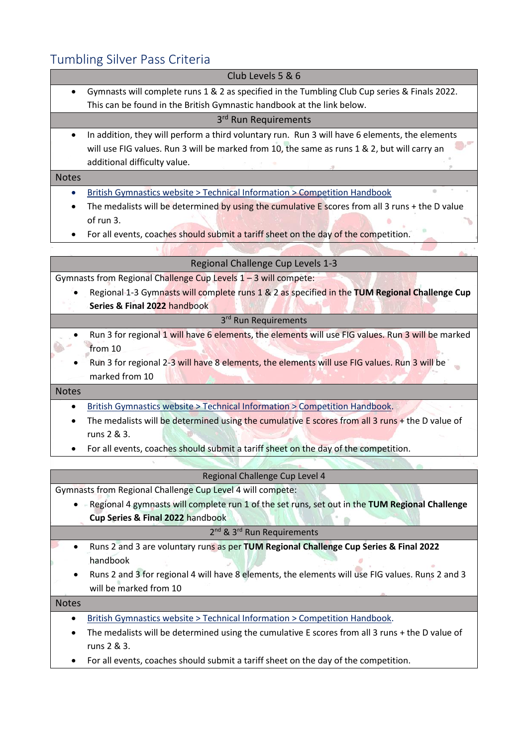## Tumbling Silver Pass Criteria

### Club Levels 5 & 6

- Gymnasts will complete runs 1 & 2 as specified in the Tumbling Club Cup series & Finals 2022. This can be found in the British Gymnastic handbook at the link below.

**3rd Run Requirements**

- In addition, they will perform a third voluntary run. Run 3 will have 6 elements, the elements will use FIG values. Run 3 will be marked from 10, the same as runs 1 & 2, but will carry an additional difficulty value.

**Notes**

- British Gymnastics website > Technical Information > Competition Handbook
- The medalists will be determined by using the cumulative E scores from all 3 runs + the D value of run 3.
- For all events, coaches should submit a tariff sheet on the day of the competition.

### Regional Challenge Cup Levels 1-3

Gymnasts from Regional Challenge Cup Levels 1 – 3 will compete:

- Regional 1-3 Gymnasts will complete runs 1 & 2 as specified in the **TUM Regional Challenge Cup Series & Final 2022** handbook

**3rd Run Requirements**

- Run 3 for regional 1 will have 6 elements, the elements will use FIG values. Run 3 will be marked from 10
- Run 3 for regional 2-3 will have 8 elements, the elements will use FIG values. Run 3 will be marked from 10

**Notes**

- British Gymnastics website > Technical Information > Competition Handbook.
- The medalists will be determined using the cumulative E scores from all 3 runs + the D value of runs 2 & 3.
- For all events, coaches should submit a tariff sheet on the day of the competition.

### Regional Challenge Cup Level 4

Gymnasts from Regional Challenge Cup Level 4 will compete:

- Regional 4 gymnasts will complete run 1 of the set runs, set out in the **TUM Regional Challenge Cup Series & Final 2022** handbook

**2nd & 3rd Run Requirements**

- Runs 2 and 3 are voluntary runs as per **TUM Regional Challenge Cup Series & Final 2022** handbook
- Runs 2 and 3 for regional 4 will have 8 elements, the elements will use FIG values. Runs 2 and 3 will be marked from 10

**Notes**

- British Gymnastics website > Technical Information > Competition Handbook.
- The medalists will be determined using the cumulative E scores from all 3 runs + the D value of runs 2 & 3.
- For all events, coaches should submit a tariff sheet on the day of the competition.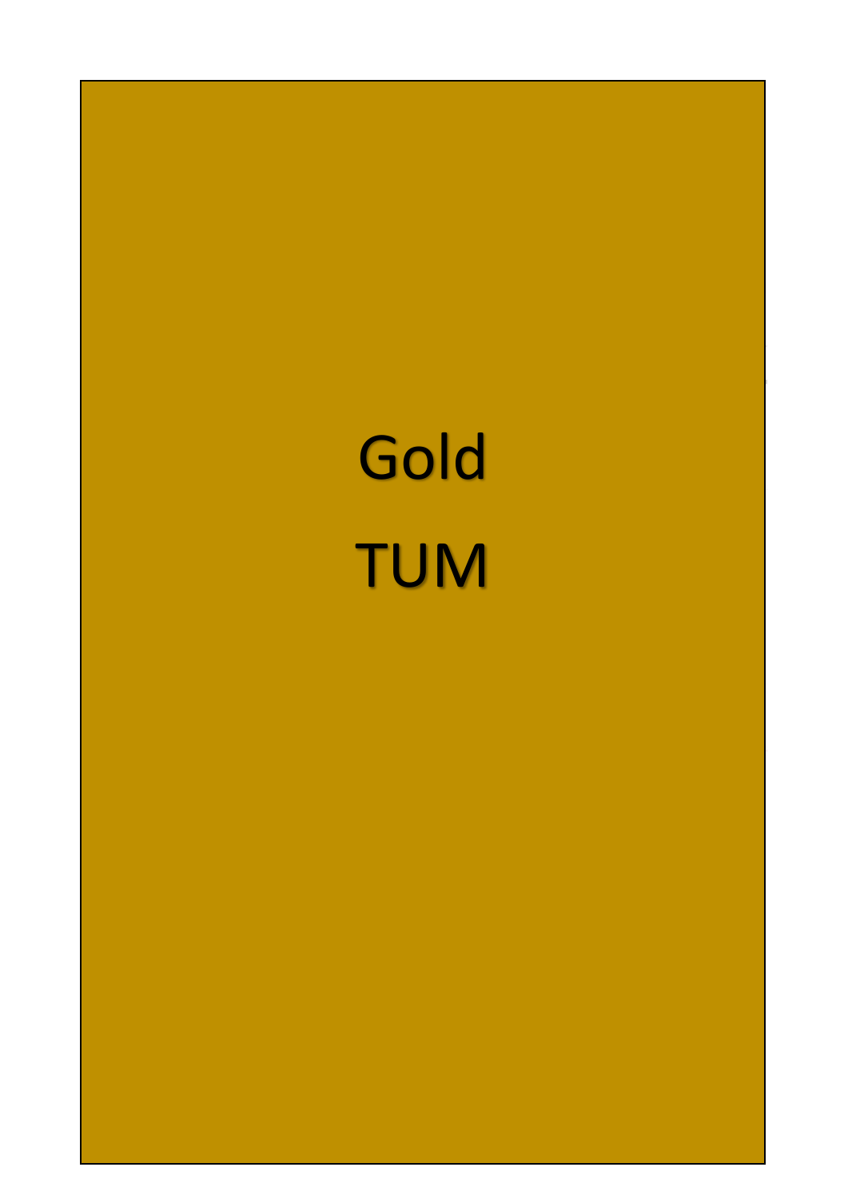Gold

TUM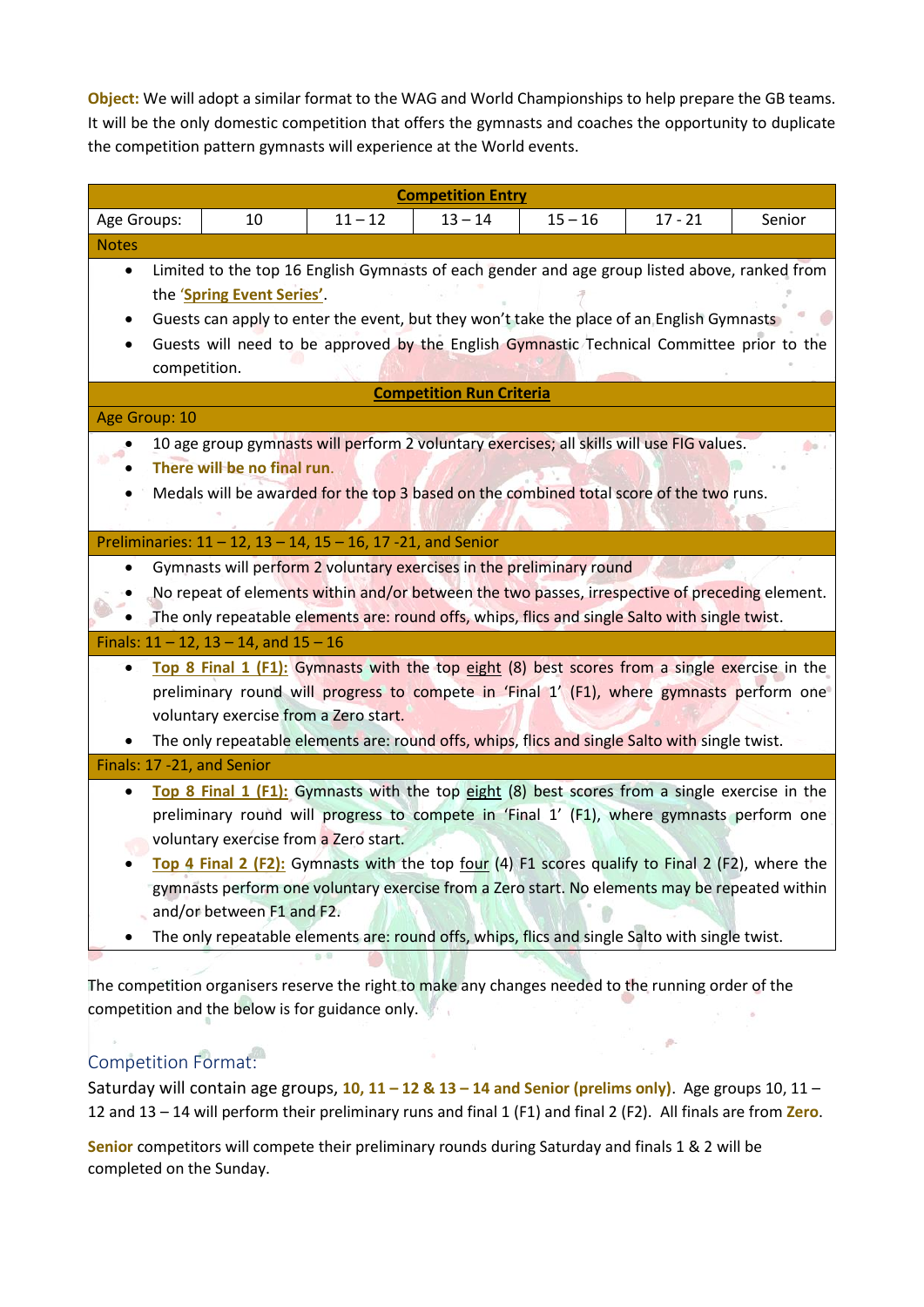**Object:** We will adopt a similar format to the WAG and World Championships to help prepare the GB teams. It will be the only domestic competition that offers the gymnasts and coaches the opportunity to duplicate the competition pattern gymnasts will experience at the World events.

| **Competition Entry** | | | | | | |
|---|---|---|---|---|---|---|
| Age Groups: | 10 | 11 – 12 | 13 – 14 | 15 – 16 | 17 - 21 | Senior |

**Notes**

- Limited to the top 16 English Gymnasts of each gender and age group listed above, ranked from the '**Spring Event Series'**.
- Guests can apply to enter the event, but they won't take the place of an English Gymnasts
- Guests will need to be approved by the English Gymnastic Technical Committee prior to the competition.

**Competition Run Criteria**

**Age Group: 10**

- 10 age group gymnasts will perform 2 voluntary exercises; all skills will use FIG values.
- **There will be no final run.**
- Medals will be awarded for the top 3 based on the combined total score of the two runs.

**Preliminaries: 11 – 12, 13 – 14, 15 – 16, 17 -21, and Senior**

- Gymnasts will perform 2 voluntary exercises in the preliminary round
- No repeat of elements within and/or between the two passes, irrespective of preceding element.
- The only repeatable elements are: round offs, whips, flics and single Salto with single twist.

**Finals: 11 – 12, 13 – 14, and 15 – 16**

- **Top 8 Final 1 (F1):** Gymnasts with the top eight (8) best scores from a single exercise in the preliminary round will progress to compete in 'Final 1' (F1), where gymnasts perform one voluntary exercise from a Zero start.
- The only repeatable elements are: round offs, whips, flics and single Salto with single twist.

**Finals: 17 -21, and Senior**

- **Top 8 Final 1 (F1):** Gymnasts with the top eight (8) best scores from a single exercise in the preliminary round will progress to compete in 'Final 1' (F1), where gymnasts perform one voluntary exercise from a Zero start.
- **Top 4 Final 2 (F2):** Gymnasts with the top four (4) F1 scores qualify to Final 2 (F2), where the gymnasts perform one voluntary exercise from a Zero start. No elements may be repeated within and/or between F1 and F2.
- The only repeatable elements are: round offs, whips, flics and single Salto with single twist.

The competition organisers reserve the right to make any changes needed to the running order of the competition and the below is for guidance only.

## Competition Format:

Saturday will contain age groups, **10, 11 – 12 & 13 – 14 and Senior (prelims only)**. Age groups 10, 11 – 12 and 13 – 14 will perform their preliminary runs and final 1 (F1) and final 2 (F2). All finals are from **Zero**.

**Senior** competitors will compete their preliminary rounds during Saturday and finals 1 & 2 will be completed on the Sunday.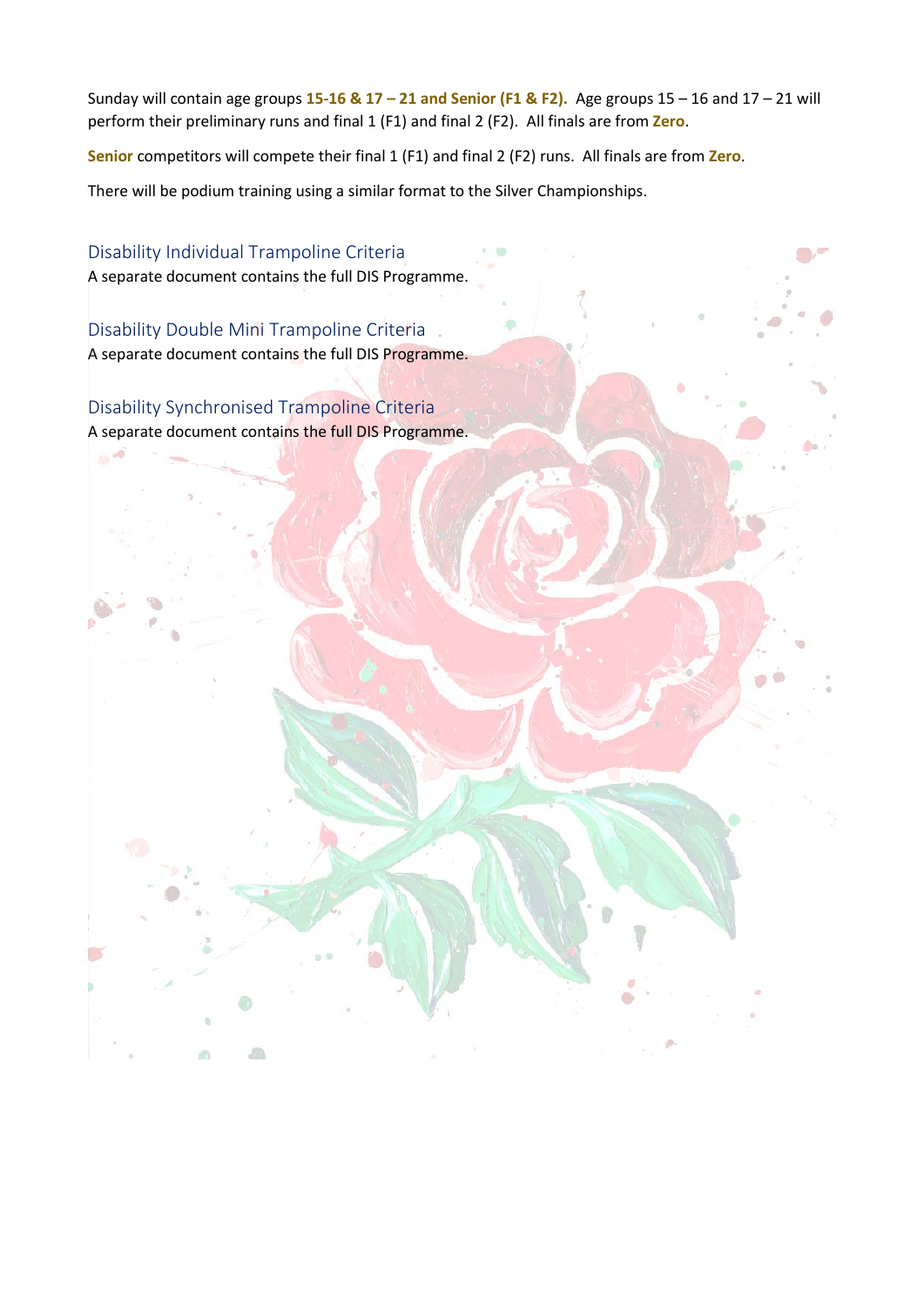Sunday will contain age groups **15-16 & 17 – 21 and Senior (F1 & F2).** Age groups 15 – 16 and 17 – 21 will perform their preliminary runs and final 1 (F1) and final 2 (F2). All finals are from **Zero**.

**Senior** competitors will compete their final 1 (F1) and final 2 (F2) runs. All finals are from **Zero**.

There will be podium training using a similar format to the Silver Championships.

## Disability Individual Trampoline Criteria

A separate document contains the full DIS Programme.

## Disability Double Mini Trampoline Criteria

A separate document contains the full DIS Programme.

## Disability Synchronised Trampoline Criteria

A separate document contains the full DIS Programme.